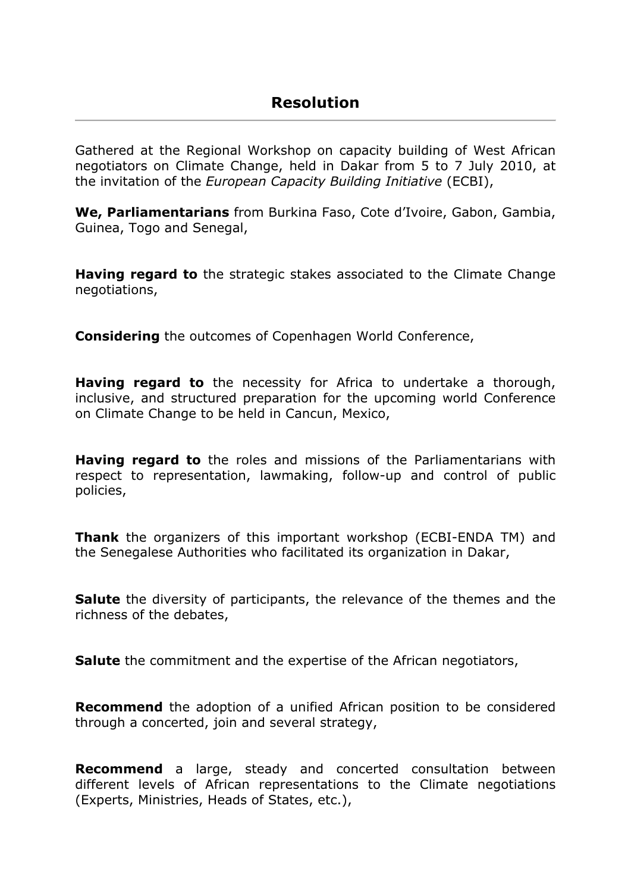# Resolution

Gathered at the Regional Workshop on capacity building of West African negotiators on Climate Change, held in Dakar from 5 to 7 July 2010, at the invitation of the *European Capacity Building Initiative* (ECBI),

**We, Parliamentarians** from Burkina Faso, Cote d'Ivoire, Gabon, Gambia, Guinea, Togo and Senegal,

**Having regard to** the strategic stakes associated to the Climate Change negotiations,

**Considering** the outcomes of Copenhagen World Conference,

**Having regard to** the necessity for Africa to undertake a thorough, inclusive, and structured preparation for the upcoming world Conference on Climate Change to be held in Cancun, Mexico,

**Having regard to** the roles and missions of the Parliamentarians with respect to representation, lawmaking, follow-up and control of public policies,

**Thank** the organizers of this important workshop (ECBI-ENDA TM) and the Senegalese Authorities who facilitated its organization in Dakar,

**Salute** the diversity of participants, the relevance of the themes and the richness of the debates,

**Salute** the commitment and the expertise of the African negotiators,

**Recommend** the adoption of a unified African position to be considered through a concerted, join and several strategy,

**Recommend** a large, steady and concerted consultation between different levels of African representations to the Climate negotiations (Experts, Ministries, Heads of States, etc.),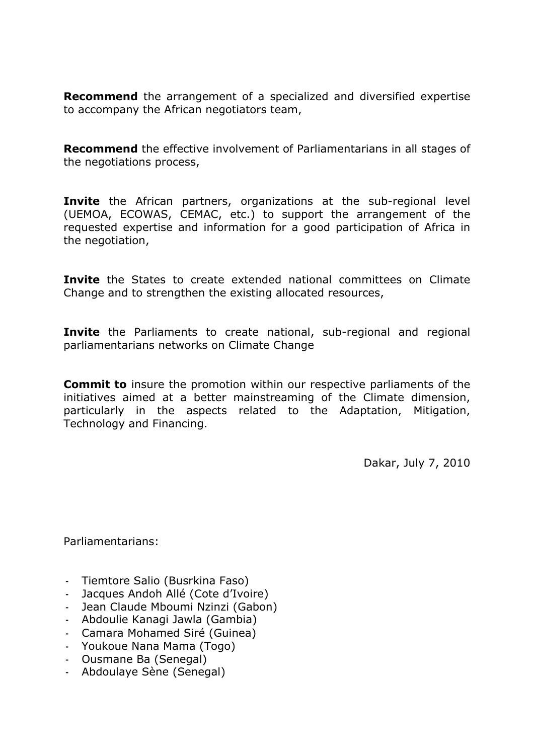**Recommend** the arrangement of a specialized and diversified expertise to accompany the African negotiators team,

**Recommend** the effective involvement of Parliamentarians in all stages of the negotiations process,

**Invite** the African partners, organizations at the sub-regional level (UEMOA, ECOWAS, CEMAC, etc.) to support the arrangement of the requested expertise and information for a good participation of Africa in the negotiation,

**Invite** the States to create extended national committees on Climate Change and to strengthen the existing allocated resources,

**Invite** the Parliaments to create national, sub-regional and regional parliamentarians networks on Climate Change

**Commit to** insure the promotion within our respective parliaments of the initiatives aimed at a better mainstreaming of the Climate dimension, particularly in the aspects related to the Adaptation, Mitigation, Technology and Financing.

Dakar, July 7, 2010

Parliamentarians:

- Tiemtore Salio (Busrkina Faso)
- Jacques Andoh Allé (Cote d'Ivoire)
- Jean Claude Mboumi Nzinzi (Gabon)
- Abdoulie Kanagi Jawla (Gambia)
- Camara Mohamed Siré (Guinea)
- Youkoue Nana Mama (Togo)
- Ousmane Ba (Senegal)
- Abdoulaye Sène (Senegal)